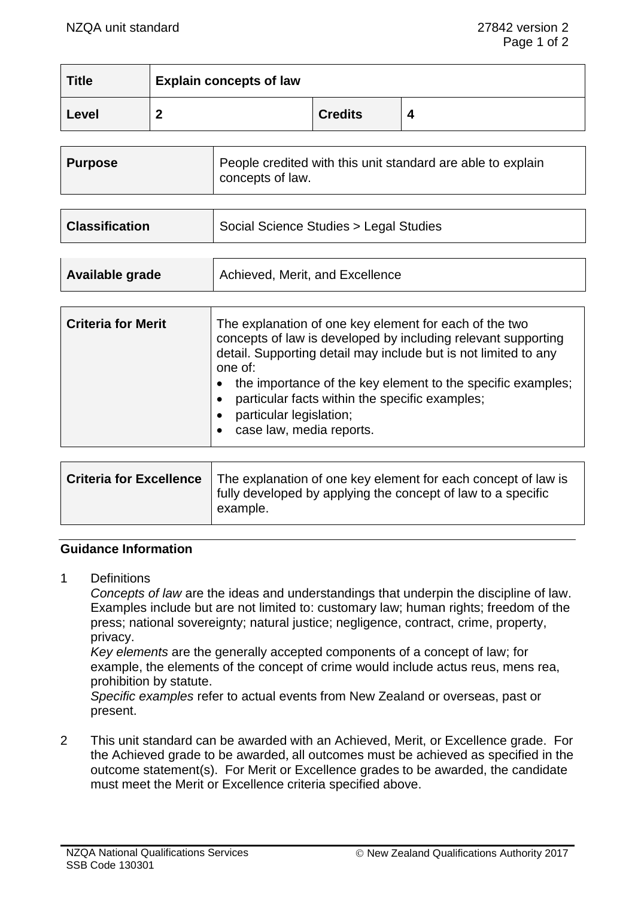| Title | Explain concepts of law | | |
|---|---|---|---|
| Level | 2 | Credits | 4 |

| Purpose | People credited with this unit standard are able to explain concepts of law. |
|---|---|

| Classification | Social Science Studies > Legal Studies |
|---|---|

| Available grade | Achieved, Merit, and Excellence |
|---|---|

| Criteria for Merit | The explanation of one key element for each of the two concepts of law is developed by including relevant supporting detail. Supporting detail may include but is not limited to any one of:<br>• the importance of the key element to the specific examples;<br>• particular facts within the specific examples;<br>• particular legislation;<br>• case law, media reports. |
|---|---|

| Criteria for Excellence | The explanation of one key element for each concept of law is fully developed by applying the concept of law to a specific example. |
|---|---|

## Guidance Information

1 Definitions

*Concepts of law* are the ideas and understandings that underpin the discipline of law. Examples include but are not limited to: customary law; human rights; freedom of the press; national sovereignty; natural justice; negligence, contract, crime, property, privacy.

*Key elements* are the generally accepted components of a concept of law; for example, the elements of the concept of crime would include actus reus, mens rea, prohibition by statute.

*Specific examples* refer to actual events from New Zealand or overseas, past or present.

2 This unit standard can be awarded with an Achieved, Merit, or Excellence grade. For the Achieved grade to be awarded, all outcomes must be achieved as specified in the outcome statement(s). For Merit or Excellence grades to be awarded, the candidate must meet the Merit or Excellence criteria specified above.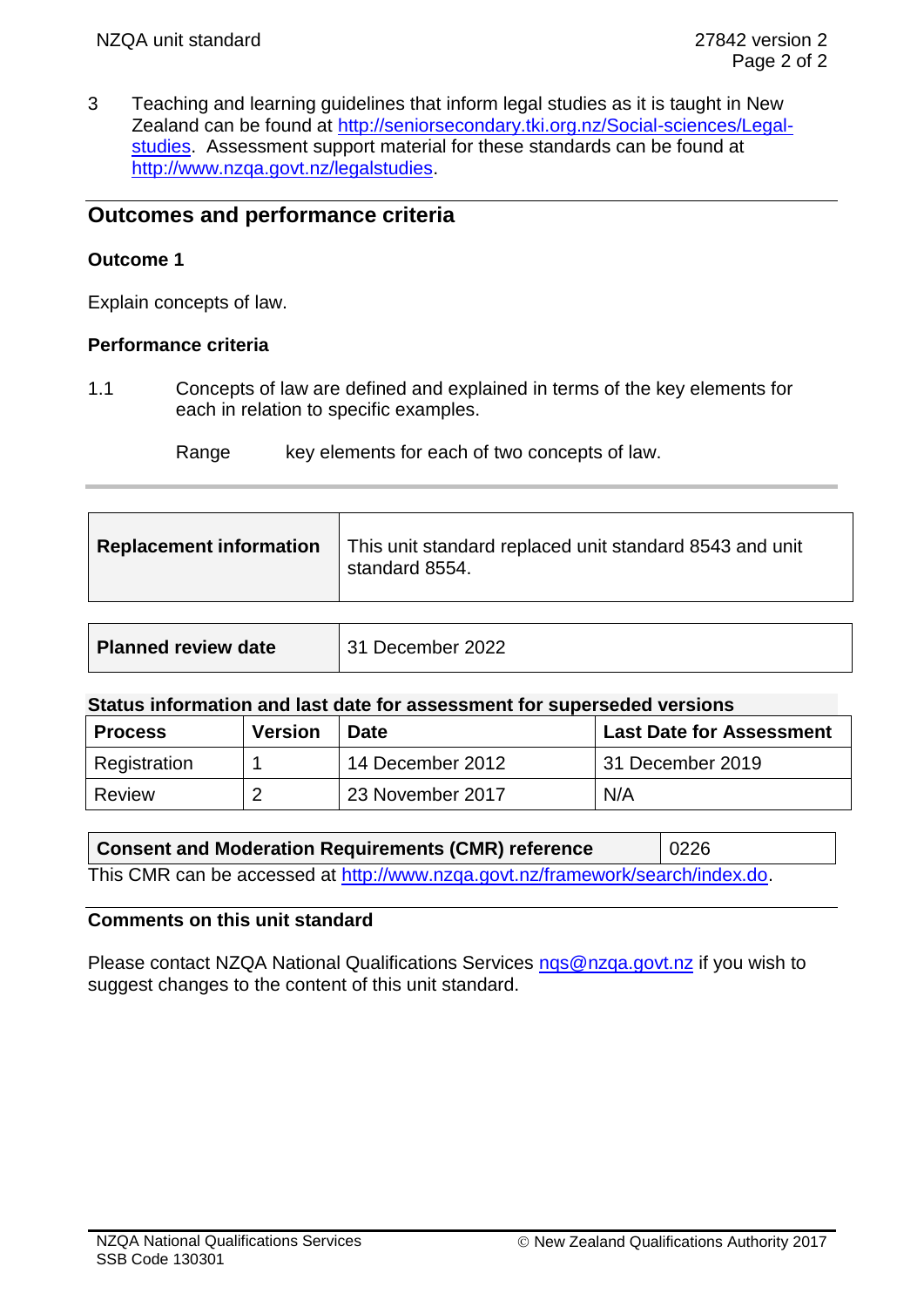3 Teaching and learning guidelines that inform legal studies as it is taught in New Zealand can be found at http://seniorsecondary.tki.org.nz/Social-sciences/Legal-studies. Assessment support material for these standards can be found at http://www.nzqa.govt.nz/legalstudies.

## Outcomes and performance criteria

### Outcome 1

Explain concepts of law.

### Performance criteria

1.1 Concepts of law are defined and explained in terms of the key elements for each in relation to specific examples.

Range key elements for each of two concepts of law.

| | |
|---|---|
| **Replacement information** | This unit standard replaced unit standard 8543 and unit standard 8554. |

| | |
|---|---|
| **Planned review date** | 31 December 2022 |

**Status information and last date for assessment for superseded versions**

| Process | Version | Date | Last Date for Assessment |
|---|---|---|---|
| Registration | 1 | 14 December 2012 | 31 December 2019 |
| Review | 2 | 23 November 2017 | N/A |

| | |
|---|---|
| **Consent and Moderation Requirements (CMR) reference** | 0226 |

This CMR can be accessed at http://www.nzqa.govt.nz/framework/search/index.do.

### Comments on this unit standard

Please contact NZQA National Qualifications Services nqs@nzqa.govt.nz if you wish to suggest changes to the content of this unit standard.